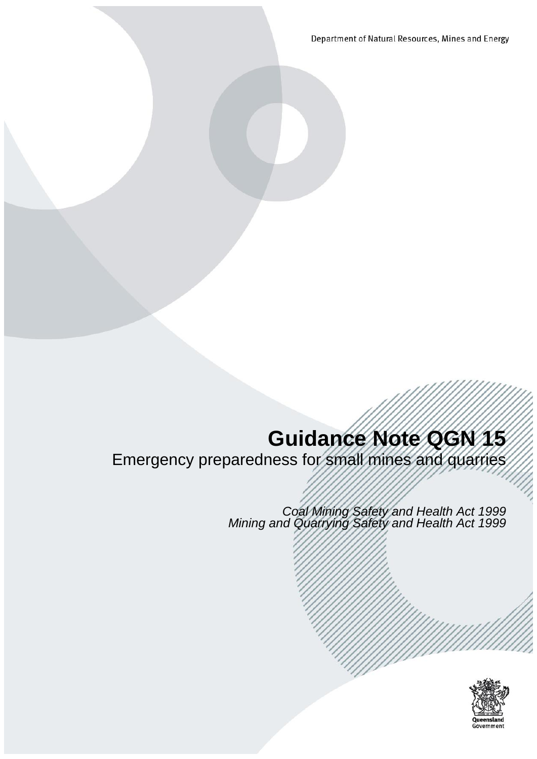Department of Natural Resources, Mines and Energy

# Guidance Note QGN 15

## Emergency preparedness for small mines and quarries

*Coal Mining Safety and Health Act 1999*
*Mining and Quarrying Safety and Health Act 1999*

Queensland Government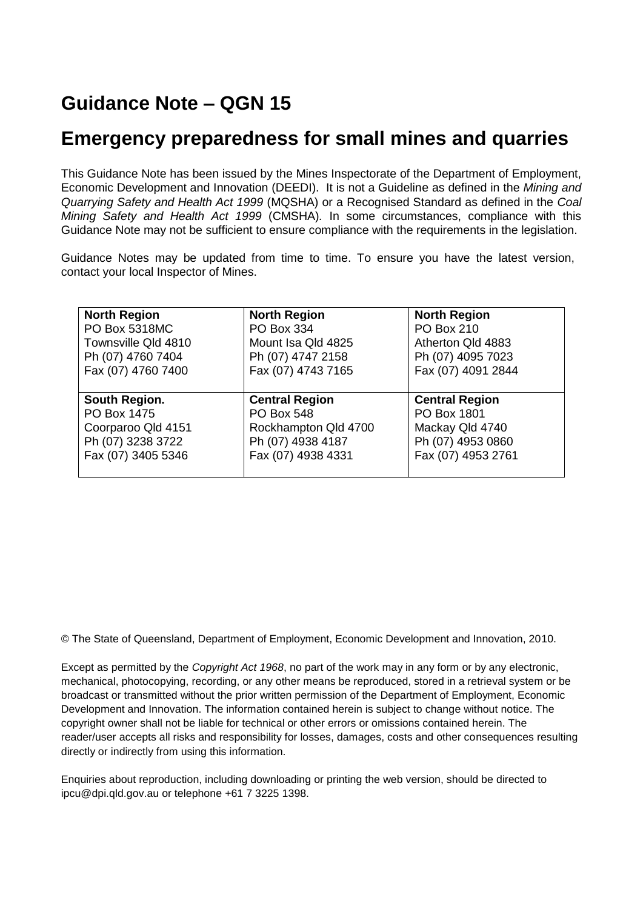# Guidance Note – QGN 15

# Emergency preparedness for small mines and quarries

This Guidance Note has been issued by the Mines Inspectorate of the Department of Employment, Economic Development and Innovation (DEEDI). It is not a Guideline as defined in the *Mining and Quarrying Safety and Health Act 1999* (MQSHA) or a Recognised Standard as defined in the *Coal Mining Safety and Health Act 1999* (CMSHA). In some circumstances, compliance with this Guidance Note may not be sufficient to ensure compliance with the requirements in the legislation.

Guidance Notes may be updated from time to time. To ensure you have the latest version, contact your local Inspector of Mines.

| **North Region**<br>PO Box 5318MC<br>Townsville Qld 4810<br>Ph (07) 4760 7404<br>Fax (07) 4760 7400 | **North Region**<br>PO Box 334<br>Mount Isa Qld 4825<br>Ph (07) 4747 2158<br>Fax (07) 4743 7165 | **North Region**<br>PO Box 210<br>Atherton Qld 4883<br>Ph (07) 4095 7023<br>Fax (07) 4091 2844 |
|---|---|---|
| **South Region.**<br>PO Box 1475<br>Coorparoo Qld 4151<br>Ph (07) 3238 3722<br>Fax (07) 3405 5346 | **Central Region**<br>PO Box 548<br>Rockhampton Qld 4700<br>Ph (07) 4938 4187<br>Fax (07) 4938 4331 | **Central Region**<br>PO Box 1801<br>Mackay Qld 4740<br>Ph (07) 4953 0860<br>Fax (07) 4953 2761 |

© The State of Queensland, Department of Employment, Economic Development and Innovation, 2010.

Except as permitted by the *Copyright Act 1968*, no part of the work may in any form or by any electronic, mechanical, photocopying, recording, or any other means be reproduced, stored in a retrieval system or be broadcast or transmitted without the prior written permission of the Department of Employment, Economic Development and Innovation. The information contained herein is subject to change without notice. The copyright owner shall not be liable for technical or other errors or omissions contained herein. The reader/user accepts all risks and responsibility for losses, damages, costs and other consequences resulting directly or indirectly from using this information.

Enquiries about reproduction, including downloading or printing the web version, should be directed to ipcu@dpi.qld.gov.au or telephone +61 7 3225 1398.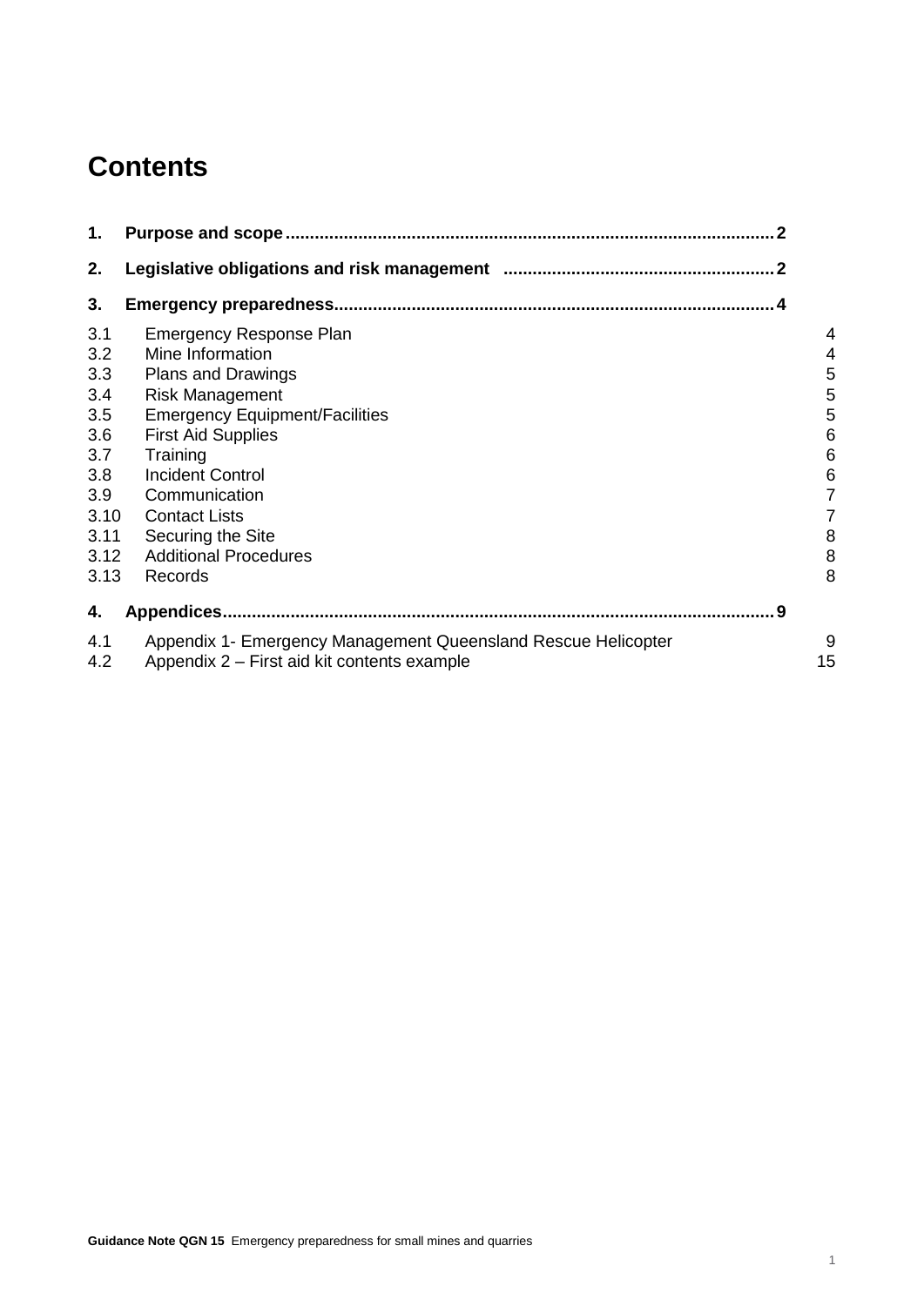# Contents

| | | |
|---|---|---|
| **1.** | **Purpose and scope** | **2** |
| **2.** | **Legislative obligations and risk management** | **2** |
| **3.** | **Emergency preparedness** | **4** |
| 3.1 | Emergency Response Plan | 4 |
| 3.2 | Mine Information | 4 |
| 3.3 | Plans and Drawings | 5 |
| 3.4 | Risk Management | 5 |
| 3.5 | Emergency Equipment/Facilities | 5 |
| 3.6 | First Aid Supplies | 6 |
| 3.7 | Training | 6 |
| 3.8 | Incident Control | 6 |
| 3.9 | Communication | 7 |
| 3.10 | Contact Lists | 7 |
| 3.11 | Securing the Site | 8 |
| 3.12 | Additional Procedures | 8 |
| 3.13 | Records | 8 |
| **4.** | **Appendices** | **9** |
| 4.1 | Appendix 1- Emergency Management Queensland Rescue Helicopter | 9 |
| 4.2 | Appendix 2 – First aid kit contents example | 15 |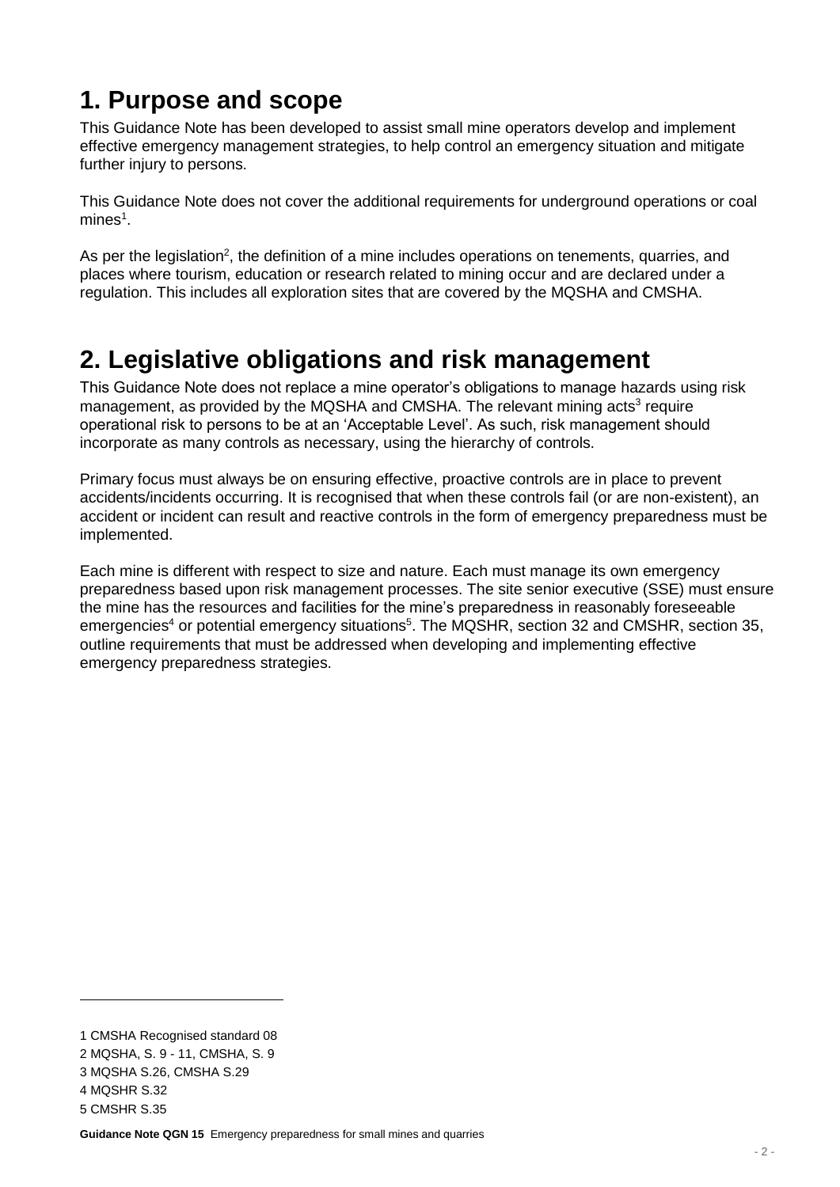## 1. Purpose and scope

This Guidance Note has been developed to assist small mine operators develop and implement effective emergency management strategies, to help control an emergency situation and mitigate further injury to persons.

This Guidance Note does not cover the additional requirements for underground operations or coal mines[1].

As per the legislation[2], the definition of a mine includes operations on tenements, quarries, and places where tourism, education or research related to mining occur and are declared under a regulation. This includes all exploration sites that are covered by the MQSHA and CMSHA.

## 2. Legislative obligations and risk management

This Guidance Note does not replace a mine operator's obligations to manage hazards using risk management, as provided by the MQSHA and CMSHA. The relevant mining acts[3] require operational risk to persons to be at an 'Acceptable Level'. As such, risk management should incorporate as many controls as necessary, using the hierarchy of controls.

Primary focus must always be on ensuring effective, proactive controls are in place to prevent accidents/incidents occurring. It is recognised that when these controls fail (or are non-existent), an accident or incident can result and reactive controls in the form of emergency preparedness must be implemented.

Each mine is different with respect to size and nature. Each must manage its own emergency preparedness based upon risk management processes. The site senior executive (SSE) must ensure the mine has the resources and facilities for the mine's preparedness in reasonably foreseeable emergencies[4] or potential emergency situations[5]. The MQSHR, section 32 and CMSHR, section 35, outline requirements that must be addressed when developing and implementing effective emergency preparedness strategies.

---

1 CMSHA Recognised standard 08

2 MQSHA, S. 9 - 11, CMSHA, S. 9

3 MQSHA S.26, CMSHA S.29

4 MQSHR S.32

5 CMSHR S.35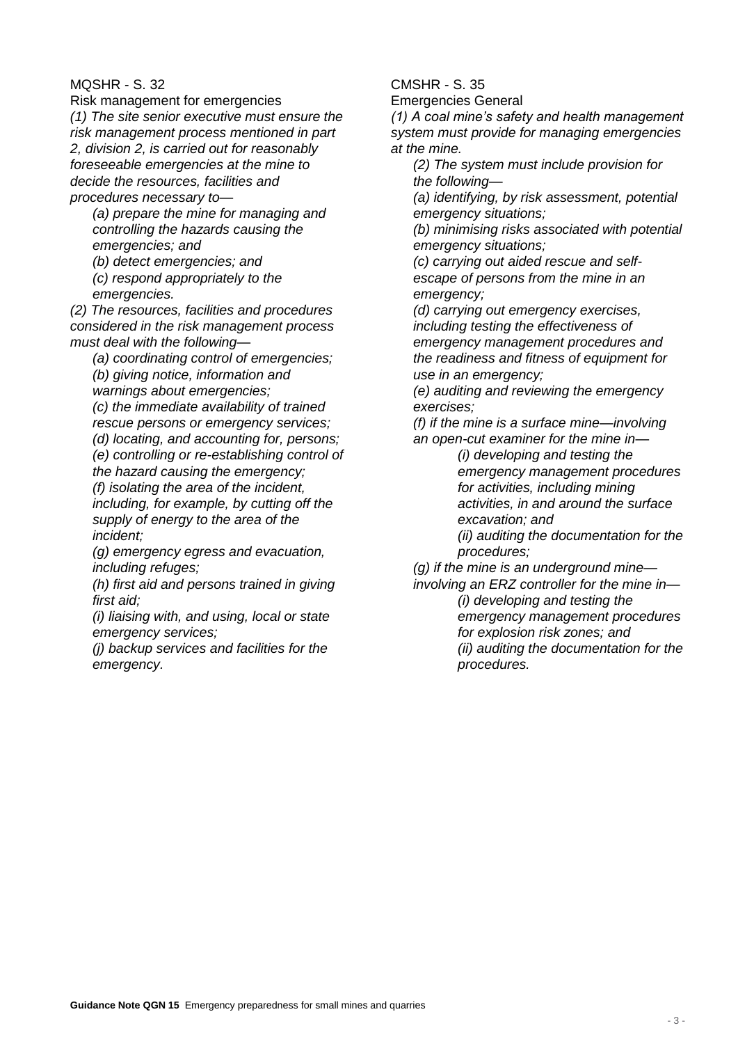MQSHR - S. 32

Risk management for emergencies

*(1) The site senior executive must ensure the risk management process mentioned in part 2, division 2, is carried out for reasonably foreseeable emergencies at the mine to decide the resources, facilities and procedures necessary to—*

- *(a) prepare the mine for managing and controlling the hazards causing the emergencies; and*
- *(b) detect emergencies; and*
- *(c) respond appropriately to the emergencies.*

*(2) The resources, facilities and procedures considered in the risk management process must deal with the following—*

- *(a) coordinating control of emergencies;*
- *(b) giving notice, information and warnings about emergencies;*
- *(c) the immediate availability of trained rescue persons or emergency services;*
- *(d) locating, and accounting for, persons;*
- *(e) controlling or re-establishing control of the hazard causing the emergency;*
- *(f) isolating the area of the incident, including, for example, by cutting off the supply of energy to the area of the incident;*
- *(g) emergency egress and evacuation, including refuges;*
- *(h) first aid and persons trained in giving first aid;*
- *(i) liaising with, and using, local or state emergency services;*
- *(j) backup services and facilities for the emergency.*

CMSHR - S. 35

Emergencies General

*(1) A coal mine's safety and health management system must provide for managing emergencies at the mine.*

*(2) The system must include provision for the following—*

- *(a) identifying, by risk assessment, potential emergency situations;*
- *(b) minimising risks associated with potential emergency situations;*
- *(c) carrying out aided rescue and self-escape of persons from the mine in an emergency;*
- *(d) carrying out emergency exercises, including testing the effectiveness of emergency management procedures and the readiness and fitness of equipment for use in an emergency;*
- *(e) auditing and reviewing the emergency exercises;*
- *(f) if the mine is a surface mine—involving an open-cut examiner for the mine in—*
  - *(i) developing and testing the emergency management procedures for activities, including mining activities, in and around the surface excavation; and*
  - *(ii) auditing the documentation for the procedures;*
- *(g) if the mine is an underground mine—involving an ERZ controller for the mine in—*
  - *(i) developing and testing the emergency management procedures for explosion risk zones; and*
  - *(ii) auditing the documentation for the procedures.*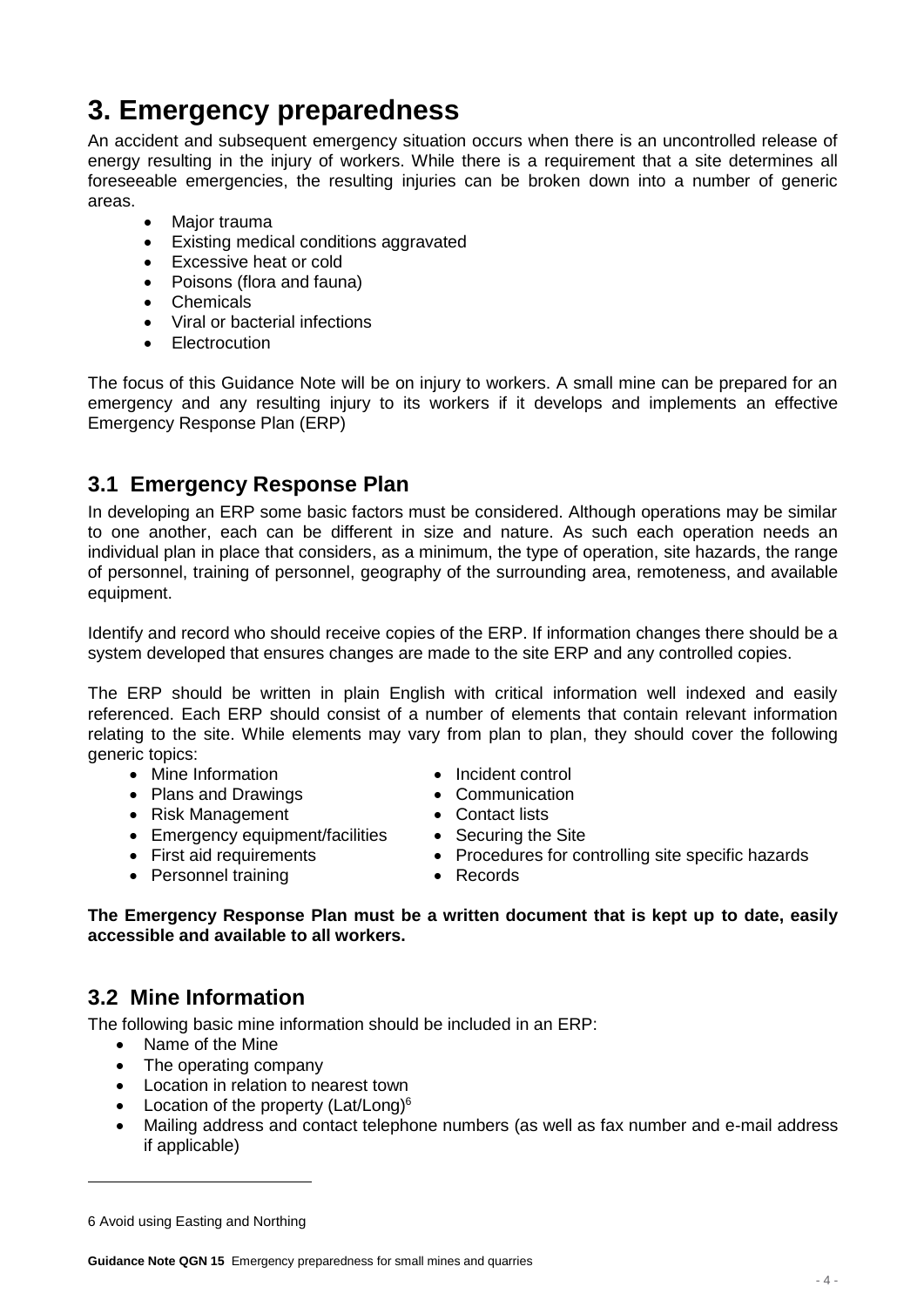# 3. Emergency preparedness

An accident and subsequent emergency situation occurs when there is an uncontrolled release of energy resulting in the injury of workers. While there is a requirement that a site determines all foreseeable emergencies, the resulting injuries can be broken down into a number of generic areas.

- Major trauma
- Existing medical conditions aggravated
- Excessive heat or cold
- Poisons (flora and fauna)
- Chemicals
- Viral or bacterial infections
- Electrocution

The focus of this Guidance Note will be on injury to workers. A small mine can be prepared for an emergency and any resulting injury to its workers if it develops and implements an effective Emergency Response Plan (ERP)

## 3.1 Emergency Response Plan

In developing an ERP some basic factors must be considered. Although operations may be similar to one another, each can be different in size and nature. As such each operation needs an individual plan in place that considers, as a minimum, the type of operation, site hazards, the range of personnel, training of personnel, geography of the surrounding area, remoteness, and available equipment.

Identify and record who should receive copies of the ERP. If information changes there should be a system developed that ensures changes are made to the site ERP and any controlled copies.

The ERP should be written in plain English with critical information well indexed and easily referenced. Each ERP should consist of a number of elements that contain relevant information relating to the site. While elements may vary from plan to plan, they should cover the following generic topics:

- Mine Information
- Plans and Drawings
- Risk Management
- Emergency equipment/facilities
- First aid requirements
- Personnel training
- Incident control
- Communication
- Contact lists
- Securing the Site
- Procedures for controlling site specific hazards
- Records

**The Emergency Response Plan must be a written document that is kept up to date, easily accessible and available to all workers.**

## 3.2 Mine Information

The following basic mine information should be included in an ERP:

- Name of the Mine
- The operating company
- Location in relation to nearest town
- Location of the property (Lat/Long)[6]
- Mailing address and contact telephone numbers (as well as fax number and e-mail address if applicable)

6 Avoid using Easting and Northing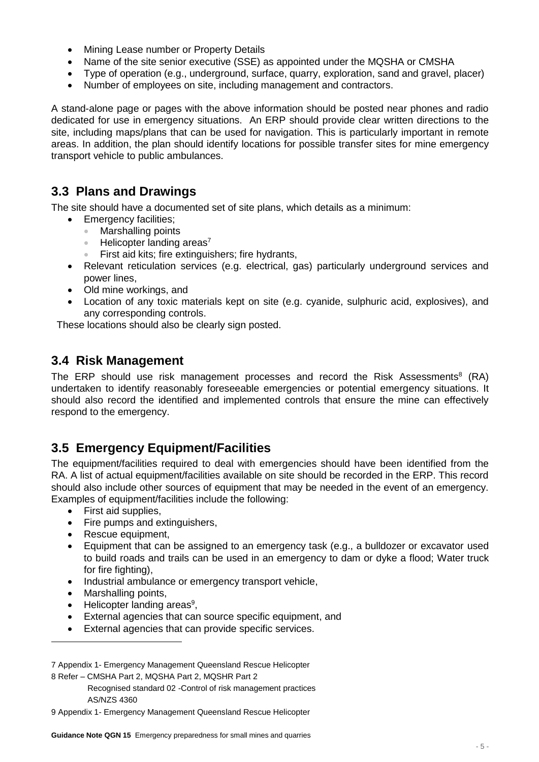- Mining Lease number or Property Details
- Name of the site senior executive (SSE) as appointed under the MQSHA or CMSHA
- Type of operation (e.g., underground, surface, quarry, exploration, sand and gravel, placer)
- Number of employees on site, including management and contractors.

A stand-alone page or pages with the above information should be posted near phones and radio dedicated for use in emergency situations. An ERP should provide clear written directions to the site, including maps/plans that can be used for navigation. This is particularly important in remote areas. In addition, the plan should identify locations for possible transfer sites for mine emergency transport vehicle to public ambulances.

## 3.3 Plans and Drawings

The site should have a documented set of site plans, which details as a minimum:

- Emergency facilities;
  - Marshalling points
  - Helicopter landing areas[7]
  - First aid kits; fire extinguishers; fire hydrants,
- Relevant reticulation services (e.g. electrical, gas) particularly underground services and power lines,
- Old mine workings, and
- Location of any toxic materials kept on site (e.g. cyanide, sulphuric acid, explosives), and any corresponding controls.

These locations should also be clearly sign posted.

## 3.4 Risk Management

The ERP should use risk management processes and record the Risk Assessments[8] (RA) undertaken to identify reasonably foreseeable emergencies or potential emergency situations. It should also record the identified and implemented controls that ensure the mine can effectively respond to the emergency.

## 3.5 Emergency Equipment/Facilities

The equipment/facilities required to deal with emergencies should have been identified from the RA. A list of actual equipment/facilities available on site should be recorded in the ERP. This record should also include other sources of equipment that may be needed in the event of an emergency. Examples of equipment/facilities include the following:

- First aid supplies,
- Fire pumps and extinguishers,
- Rescue equipment,
- Equipment that can be assigned to an emergency task (e.g., a bulldozer or excavator used to build roads and trails can be used in an emergency to dam or dyke a flood; Water truck for fire fighting),
- Industrial ambulance or emergency transport vehicle,
- Marshalling points,
- Helicopter landing areas[9],
- External agencies that can source specific equipment, and
- External agencies that can provide specific services.

---

7 Appendix 1- Emergency Management Queensland Rescue Helicopter

8 Refer – CMSHA Part 2, MQSHA Part 2, MQSHR Part 2
Recognised standard 02 -Control of risk management practices
AS/NZS 4360

9 Appendix 1- Emergency Management Queensland Rescue Helicopter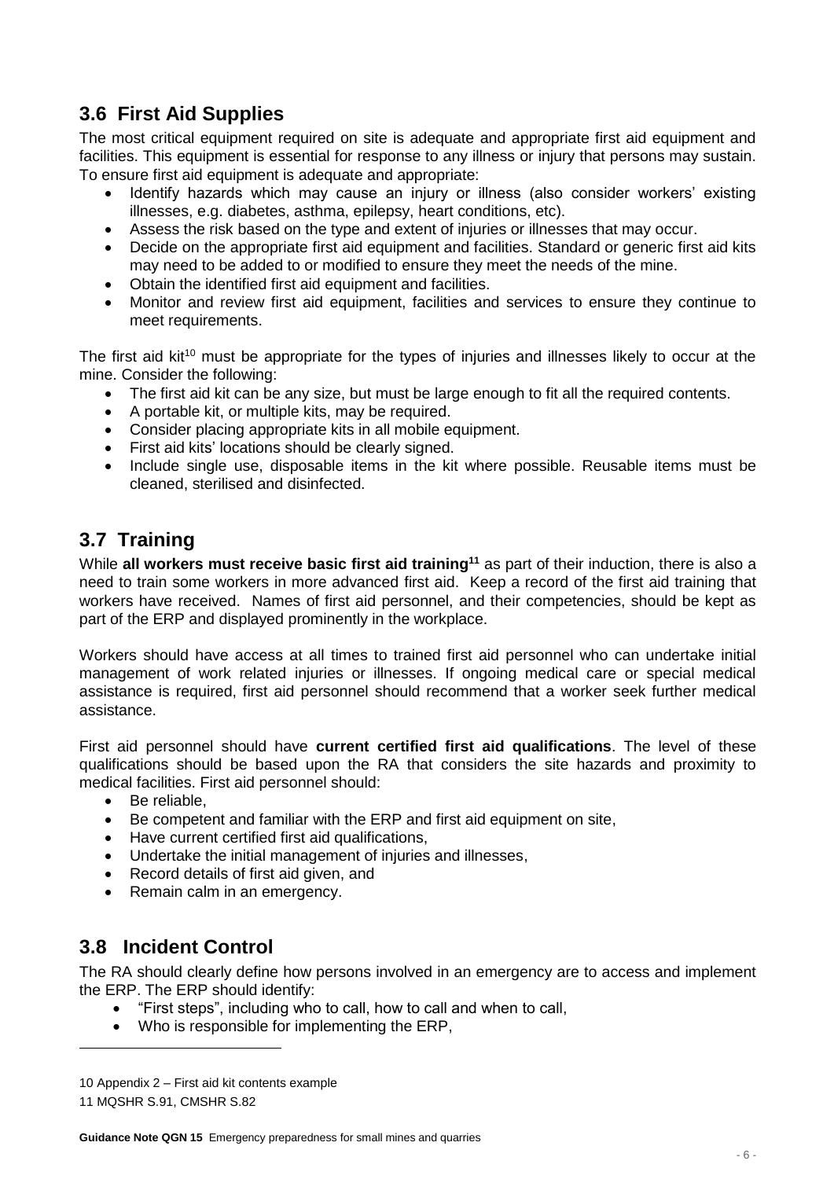## 3.6 First Aid Supplies

The most critical equipment required on site is adequate and appropriate first aid equipment and facilities. This equipment is essential for response to any illness or injury that persons may sustain. To ensure first aid equipment is adequate and appropriate:

- Identify hazards which may cause an injury or illness (also consider workers' existing illnesses, e.g. diabetes, asthma, epilepsy, heart conditions, etc).
- Assess the risk based on the type and extent of injuries or illnesses that may occur.
- Decide on the appropriate first aid equipment and facilities. Standard or generic first aid kits may need to be added to or modified to ensure they meet the needs of the mine.
- Obtain the identified first aid equipment and facilities.
- Monitor and review first aid equipment, facilities and services to ensure they continue to meet requirements.

The first aid kit[10] must be appropriate for the types of injuries and illnesses likely to occur at the mine. Consider the following:

- The first aid kit can be any size, but must be large enough to fit all the required contents.
- A portable kit, or multiple kits, may be required.
- Consider placing appropriate kits in all mobile equipment.
- First aid kits' locations should be clearly signed.
- Include single use, disposable items in the kit where possible. Reusable items must be cleaned, sterilised and disinfected.

## 3.7 Training

While **all workers must receive basic first aid training[11]** as part of their induction, there is also a need to train some workers in more advanced first aid. Keep a record of the first aid training that workers have received. Names of first aid personnel, and their competencies, should be kept as part of the ERP and displayed prominently in the workplace.

Workers should have access at all times to trained first aid personnel who can undertake initial management of work related injuries or illnesses. If ongoing medical care or special medical assistance is required, first aid personnel should recommend that a worker seek further medical assistance.

First aid personnel should have **current certified first aid qualifications**. The level of these qualifications should be based upon the RA that considers the site hazards and proximity to medical facilities. First aid personnel should:

- Be reliable,
- Be competent and familiar with the ERP and first aid equipment on site,
- Have current certified first aid qualifications,
- Undertake the initial management of injuries and illnesses,
- Record details of first aid given, and
- Remain calm in an emergency.

## 3.8 Incident Control

The RA should clearly define how persons involved in an emergency are to access and implement the ERP. The ERP should identify:

- "First steps", including who to call, how to call and when to call,
- Who is responsible for implementing the ERP,

---

10 Appendix 2 – First aid kit contents example

11 MQSHR S.91, CMSHR S.82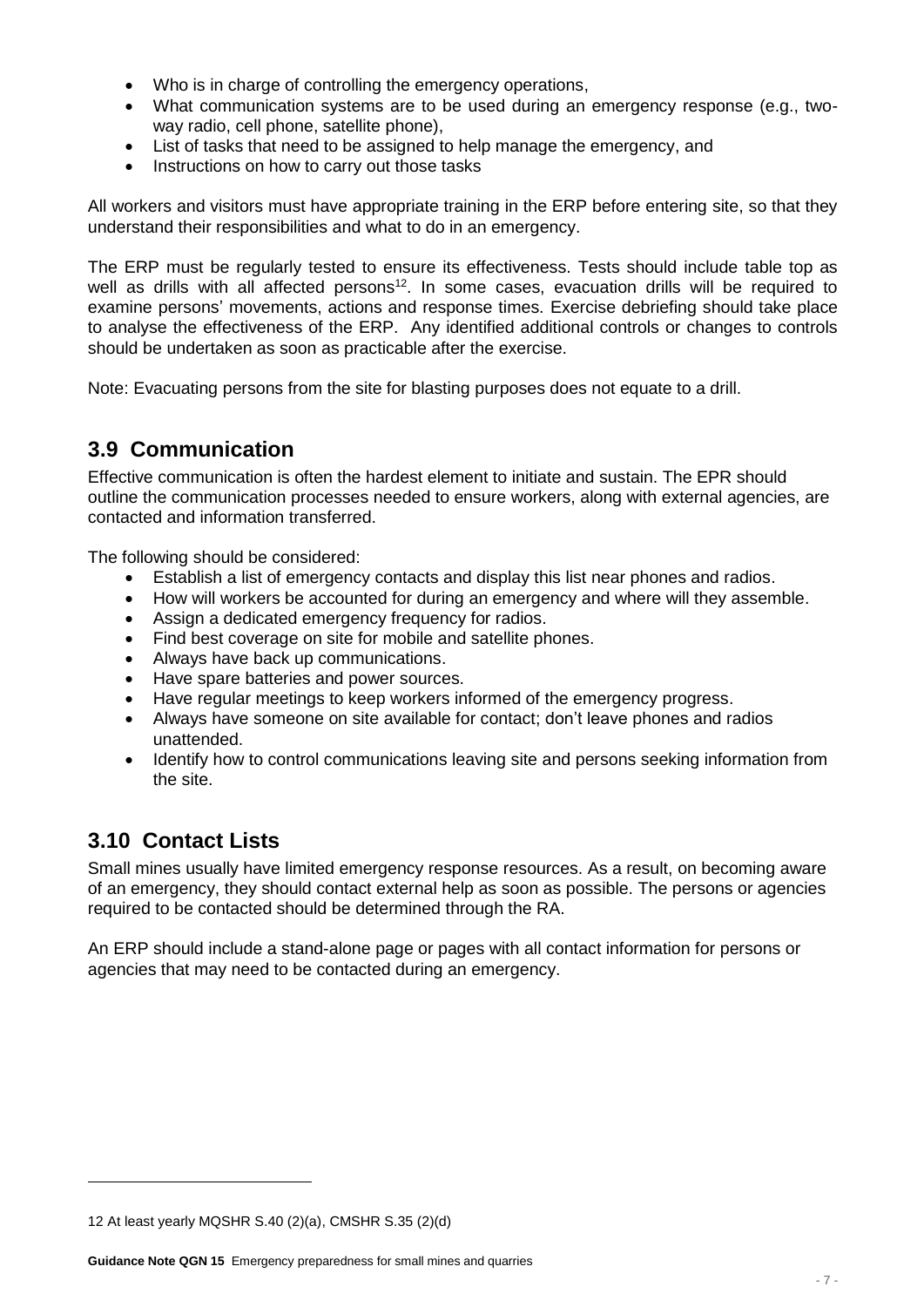- Who is in charge of controlling the emergency operations,
- What communication systems are to be used during an emergency response (e.g., two-way radio, cell phone, satellite phone),
- List of tasks that need to be assigned to help manage the emergency, and
- Instructions on how to carry out those tasks

All workers and visitors must have appropriate training in the ERP before entering site, so that they understand their responsibilities and what to do in an emergency.

The ERP must be regularly tested to ensure its effectiveness. Tests should include table top as well as drills with all affected persons[12]. In some cases, evacuation drills will be required to examine persons' movements, actions and response times. Exercise debriefing should take place to analyse the effectiveness of the ERP. Any identified additional controls or changes to controls should be undertaken as soon as practicable after the exercise.

Note: Evacuating persons from the site for blasting purposes does not equate to a drill.

## 3.9 Communication

Effective communication is often the hardest element to initiate and sustain. The EPR should outline the communication processes needed to ensure workers, along with external agencies, are contacted and information transferred.

The following should be considered:

- Establish a list of emergency contacts and display this list near phones and radios.
- How will workers be accounted for during an emergency and where will they assemble.
- Assign a dedicated emergency frequency for radios.
- Find best coverage on site for mobile and satellite phones.
- Always have back up communications.
- Have spare batteries and power sources.
- Have regular meetings to keep workers informed of the emergency progress.
- Always have someone on site available for contact; don't leave phones and radios unattended.
- Identify how to control communications leaving site and persons seeking information from the site.

## 3.10 Contact Lists

Small mines usually have limited emergency response resources. As a result, on becoming aware of an emergency, they should contact external help as soon as possible. The persons or agencies required to be contacted should be determined through the RA.

An ERP should include a stand-alone page or pages with all contact information for persons or agencies that may need to be contacted during an emergency.

---

12 At least yearly MQSHR S.40 (2)(a), CMSHR S.35 (2)(d)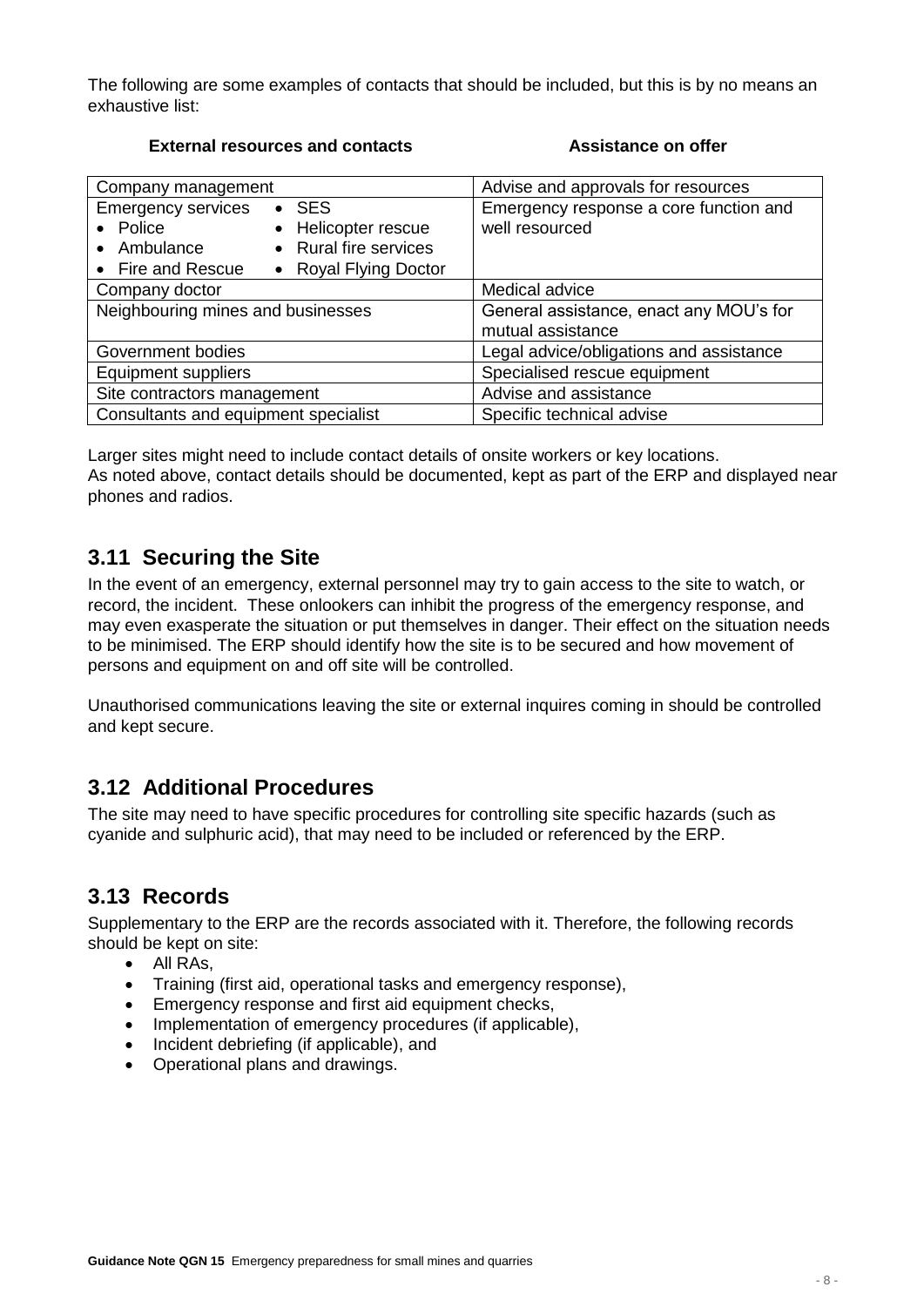The following are some examples of contacts that should be included, but this is by no means an exhaustive list:

| **External resources and contacts** | **Assistance on offer** |
| --- | --- |
| Company management | Advise and approvals for resources |
| Emergency services • Police • Ambulance • Fire and Rescue • SES • Helicopter rescue • Rural fire services • Royal Flying Doctor | Emergency response a core function and well resourced |
| Company doctor | Medical advice |
| Neighbouring mines and businesses | General assistance, enact any MOU's for mutual assistance |
| Government bodies | Legal advice/obligations and assistance |
| Equipment suppliers | Specialised rescue equipment |
| Site contractors management | Advise and assistance |
| Consultants and equipment specialist | Specific technical advise |

Larger sites might need to include contact details of onsite workers or key locations.
As noted above, contact details should be documented, kept as part of the ERP and displayed near phones and radios.

## 3.11 Securing the Site

In the event of an emergency, external personnel may try to gain access to the site to watch, or record, the incident. These onlookers can inhibit the progress of the emergency response, and may even exasperate the situation or put themselves in danger. Their effect on the situation needs to be minimised. The ERP should identify how the site is to be secured and how movement of persons and equipment on and off site will be controlled.

Unauthorised communications leaving the site or external inquires coming in should be controlled and kept secure.

## 3.12 Additional Procedures

The site may need to have specific procedures for controlling site specific hazards (such as cyanide and sulphuric acid), that may need to be included or referenced by the ERP.

## 3.13 Records

Supplementary to the ERP are the records associated with it. Therefore, the following records should be kept on site:

- All RAs,
- Training (first aid, operational tasks and emergency response),
- Emergency response and first aid equipment checks,
- Implementation of emergency procedures (if applicable),
- Incident debriefing (if applicable), and
- Operational plans and drawings.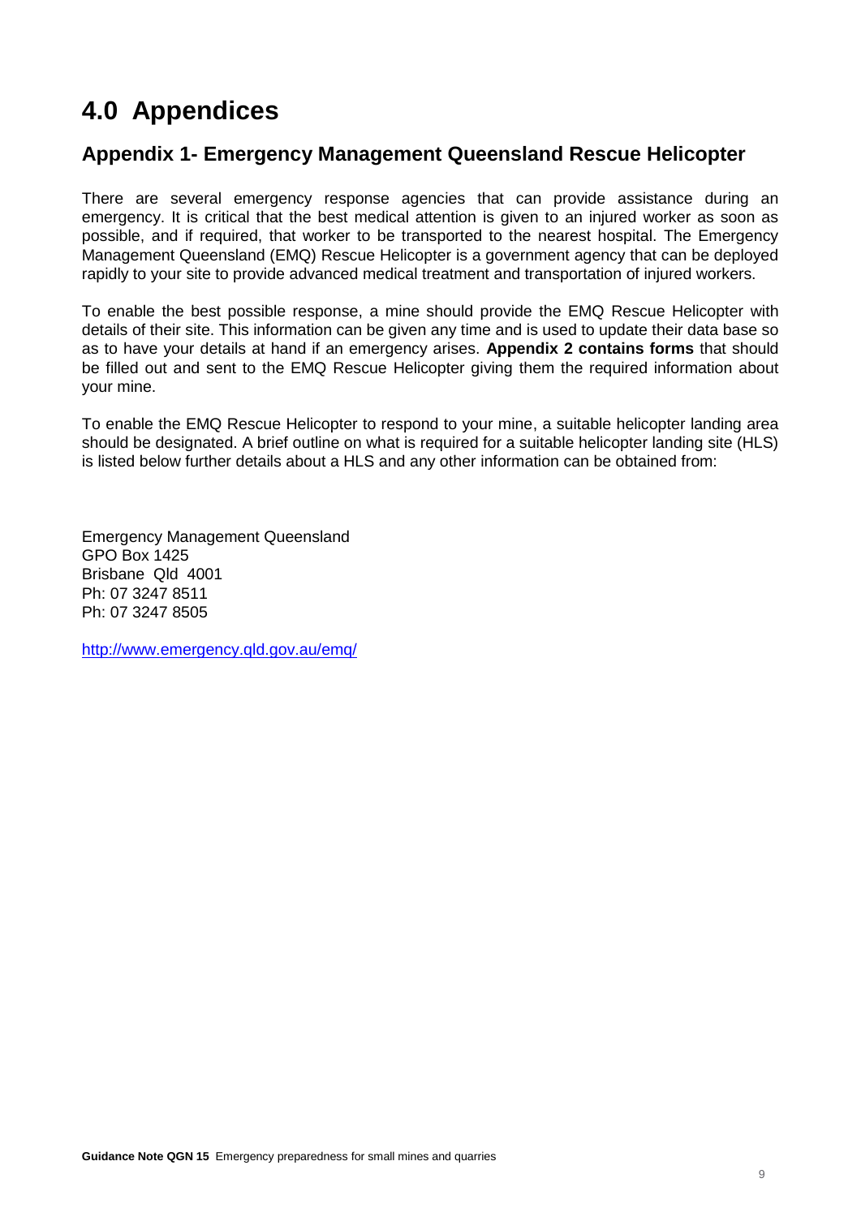# 4.0 Appendices

## Appendix 1- Emergency Management Queensland Rescue Helicopter

There are several emergency response agencies that can provide assistance during an emergency. It is critical that the best medical attention is given to an injured worker as soon as possible, and if required, that worker to be transported to the nearest hospital. The Emergency Management Queensland (EMQ) Rescue Helicopter is a government agency that can be deployed rapidly to your site to provide advanced medical treatment and transportation of injured workers.

To enable the best possible response, a mine should provide the EMQ Rescue Helicopter with details of their site. This information can be given any time and is used to update their data base so as to have your details at hand if an emergency arises. **Appendix 2 contains forms** that should be filled out and sent to the EMQ Rescue Helicopter giving them the required information about your mine.

To enable the EMQ Rescue Helicopter to respond to your mine, a suitable helicopter landing area should be designated. A brief outline on what is required for a suitable helicopter landing site (HLS) is listed below further details about a HLS and any other information can be obtained from:

Emergency Management Queensland  
GPO Box 1425  
Brisbane Qld 4001  
Ph: 07 3247 8511  
Ph: 07 3247 8505

http://www.emergency.qld.gov.au/emq/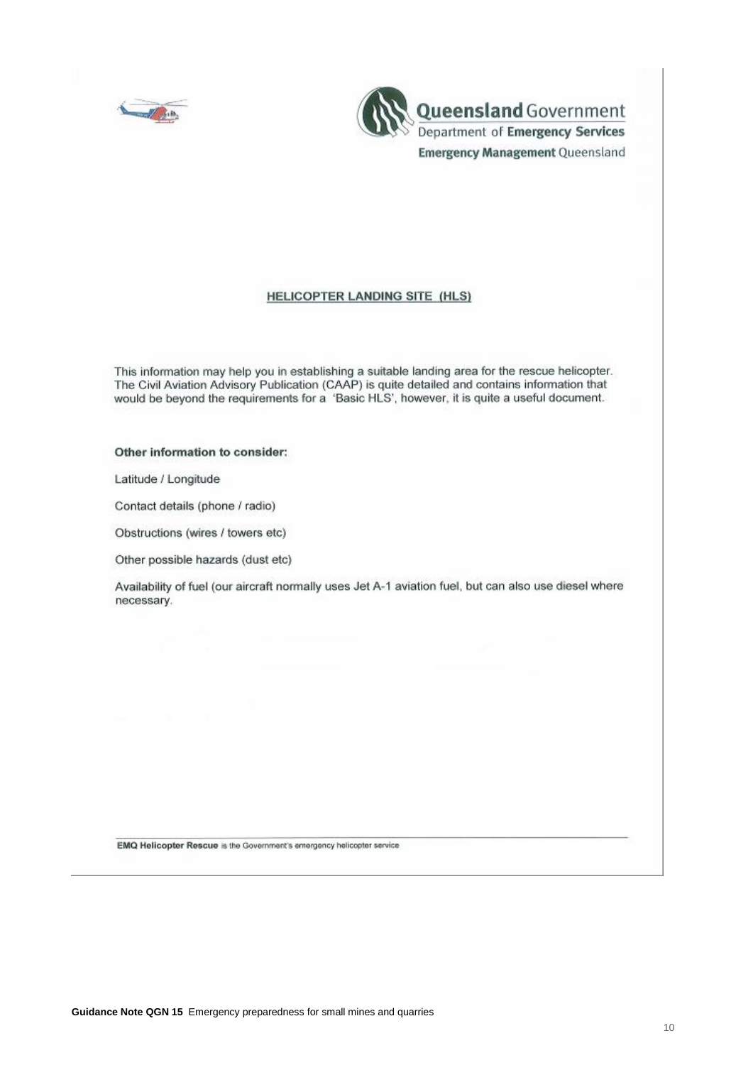Queensland Government
Department of Emergency Services
Emergency Management Queensland

## HELICOPTER LANDING SITE (HLS)

This information may help you in establishing a suitable landing area for the rescue helicopter. The Civil Aviation Advisory Publication (CAAP) is quite detailed and contains information that would be beyond the requirements for a 'Basic HLS', however, it is quite a useful document.

**Other information to consider:**

Latitude / Longitude

Contact details (phone / radio)

Obstructions (wires / towers etc)

Other possible hazards (dust etc)

Availability of fuel (our aircraft normally uses Jet A-1 aviation fuel, but can also use diesel where necessary.

**EMQ Helicopter Rescue** is the Government's emergency helicopter service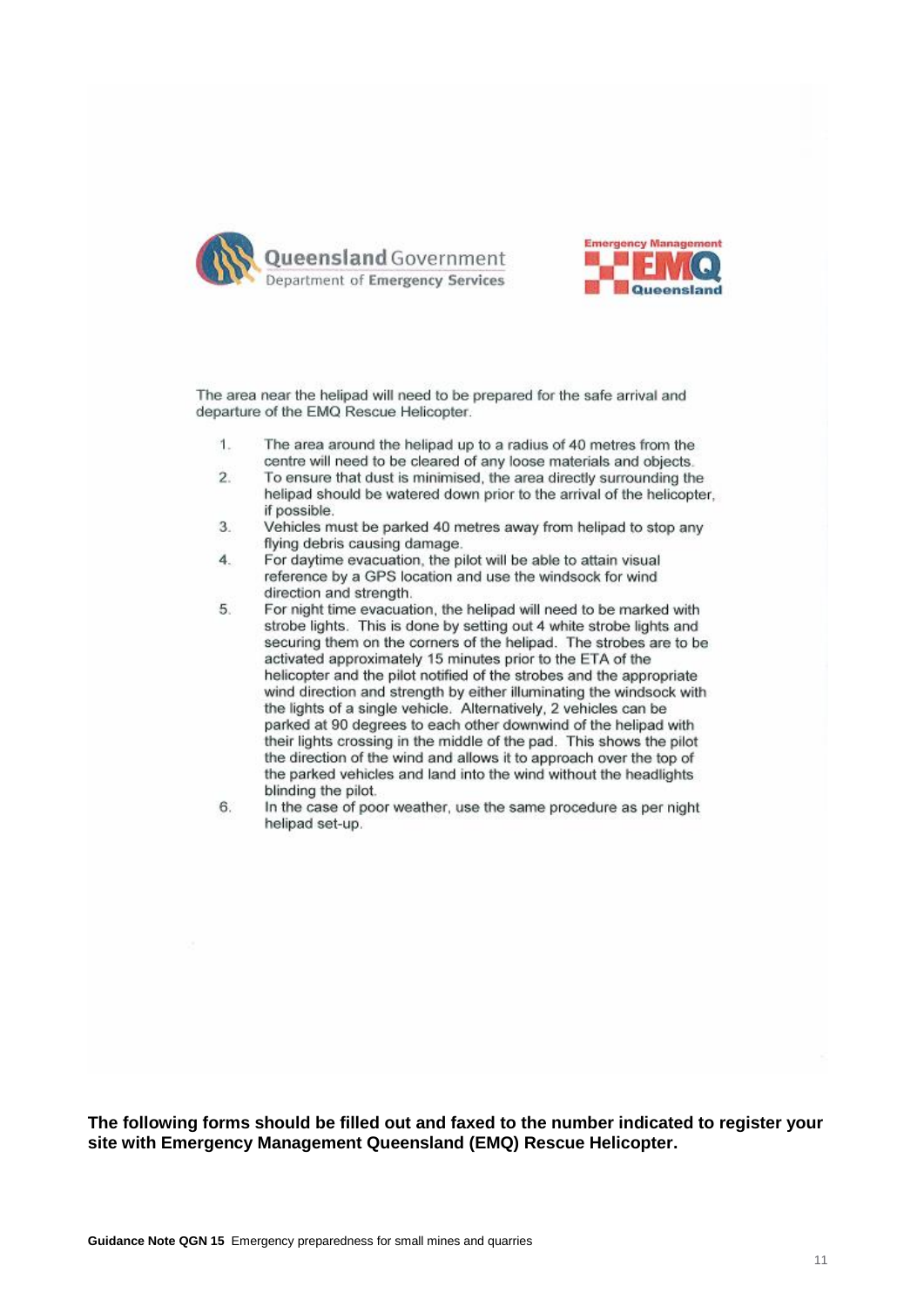Queensland Government
Department of Emergency Services

Emergency Management EMQ Queensland

The area near the helipad will need to be prepared for the safe arrival and departure of the EMQ Rescue Helicopter.

1. The area around the helipad up to a radius of 40 metres from the centre will need to be cleared of any loose materials and objects.
2. To ensure that dust is minimised, the area directly surrounding the helipad should be watered down prior to the arrival of the helicopter, if possible.
3. Vehicles must be parked 40 metres away from helipad to stop any flying debris causing damage.
4. For daytime evacuation, the pilot will be able to attain visual reference by a GPS location and use the windsock for wind direction and strength.
5. For night time evacuation, the helipad will need to be marked with strobe lights. This is done by setting out 4 white strobe lights and securing them on the corners of the helipad. The strobes are to be activated approximately 15 minutes prior to the ETA of the helicopter and the pilot notified of the strobes and the appropriate wind direction and strength by either illuminating the windsock with the lights of a single vehicle. Alternatively, 2 vehicles can be parked at 90 degrees to each other downwind of the helipad with their lights crossing in the middle of the pad. This shows the pilot the direction of the wind and allows it to approach over the top of the parked vehicles and land into the wind without the headlights blinding the pilot.
6. In the case of poor weather, use the same procedure as per night helipad set-up.

**The following forms should be filled out and faxed to the number indicated to register your site with Emergency Management Queensland (EMQ) Rescue Helicopter.**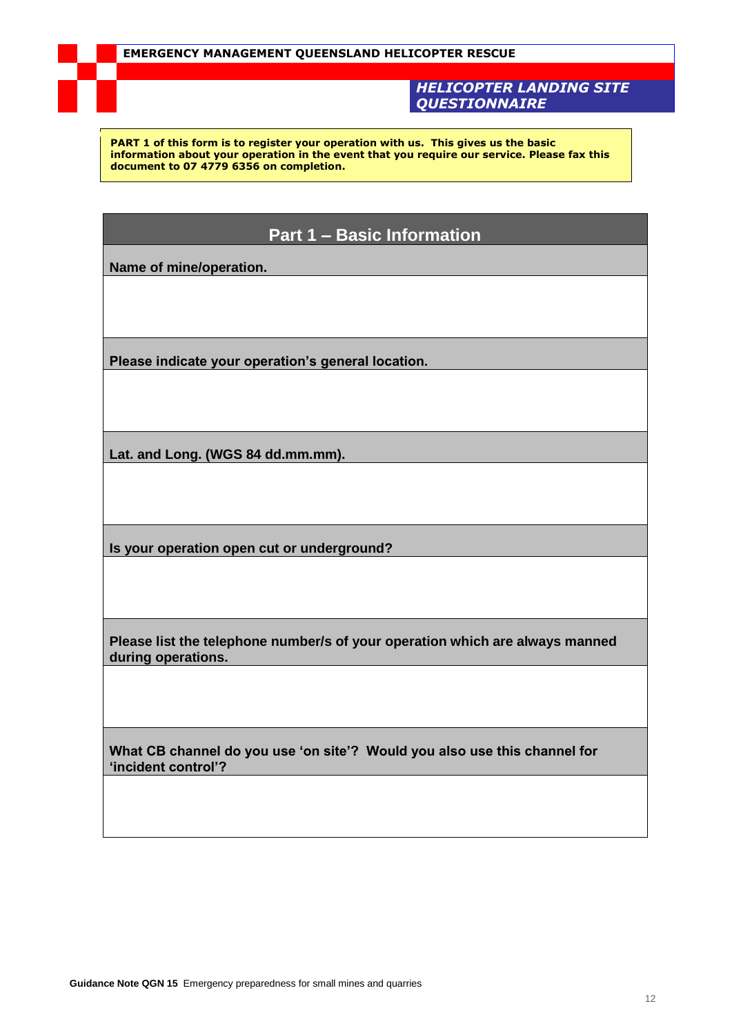**EMERGENCY MANAGEMENT QUEENSLAND HELICOPTER RESCUE**

***HELICOPTER LANDING SITE QUESTIONNAIRE***

**PART 1 of this form is to register your operation with us. This gives us the basic information about your operation in the event that you require our service. Please fax this document to 07 4779 6356 on completion.**

| **Part 1 – Basic Information** |
| --- |
| **Name of mine/operation.** |
| |
| **Please indicate your operation's general location.** |
| |
| **Lat. and Long. (WGS 84 dd.mm.mm).** |
| |
| **Is your operation open cut or underground?** |
| |
| **Please list the telephone number/s of your operation which are always manned during operations.** |
| |
| **What CB channel do you use 'on site'? Would you also use this channel for 'incident control'?** |
| |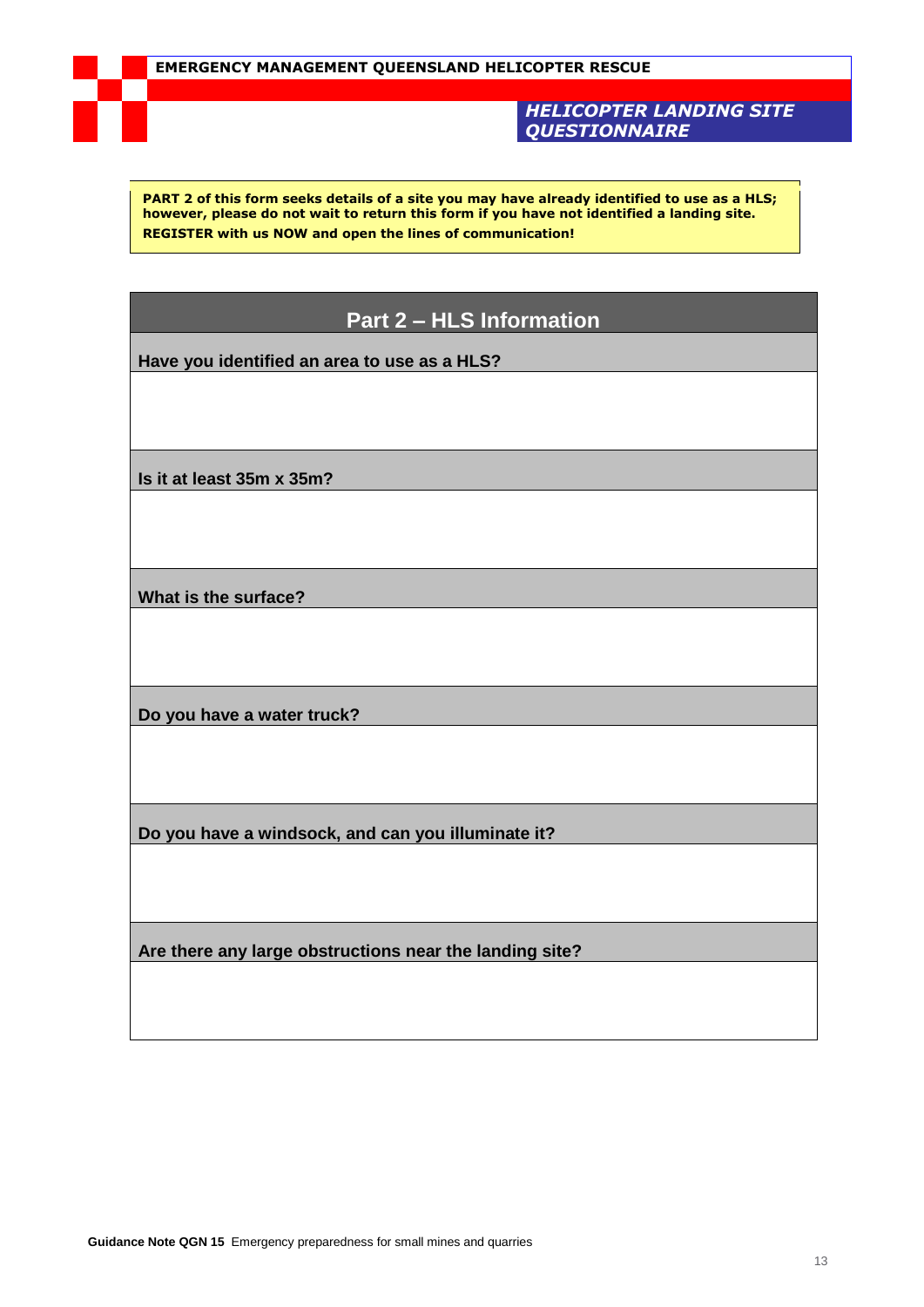**EMERGENCY MANAGEMENT QUEENSLAND HELICOPTER RESCUE**

***HELICOPTER LANDING SITE QUESTIONNAIRE***

**PART 2 of this form seeks details of a site you may have already identified to use as a HLS; however, please do not wait to return this form if you have not identified a landing site.**
**REGISTER with us NOW and open the lines of communication!**

## Part 2 – HLS Information

| Part 2 – HLS Information |
|---|
| **Have you identified an area to use as a HLS?** |
| |
| **Is it at least 35m x 35m?** |
| |
| **What is the surface?** |
| |
| **Do you have a water truck?** |
| |
| **Do you have a windsock, and can you illuminate it?** |
| |
| **Are there any large obstructions near the landing site?** |
| |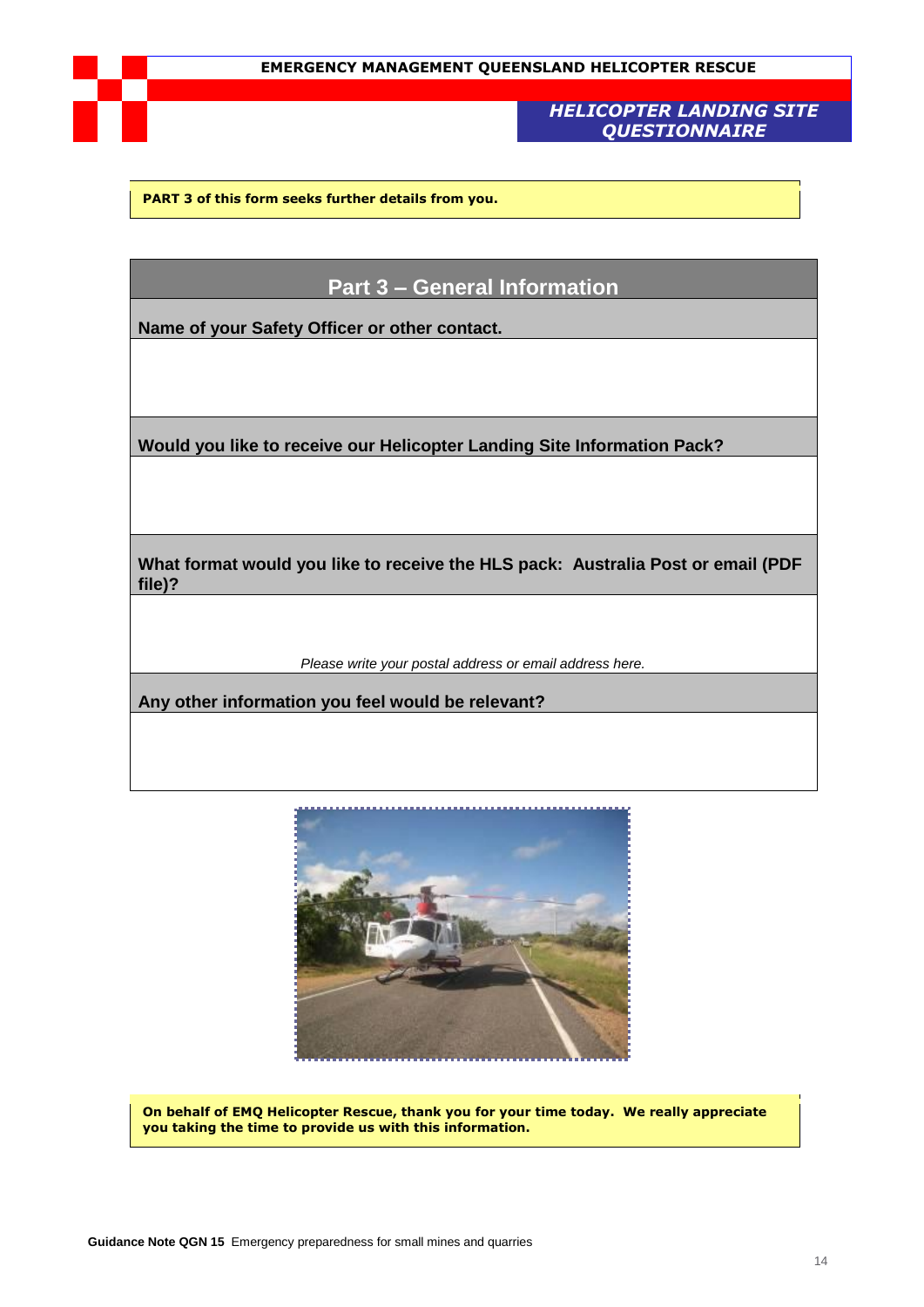**PART 3 of this form seeks further details from you.**

## Part 3 – General Information

| **Name of your Safety Officer or other contact.** |
|---|
| |
| **Would you like to receive our Helicopter Landing Site Information Pack?** |
| |
| **What format would you like to receive the HLS pack: Australia Post or email (PDF file)?** |
| *Please write your postal address or email address here.* |
| **Any other information you feel would be relevant?** |
| |

**On behalf of EMQ Helicopter Rescue, thank you for your time today. We really appreciate you taking the time to provide us with this information.**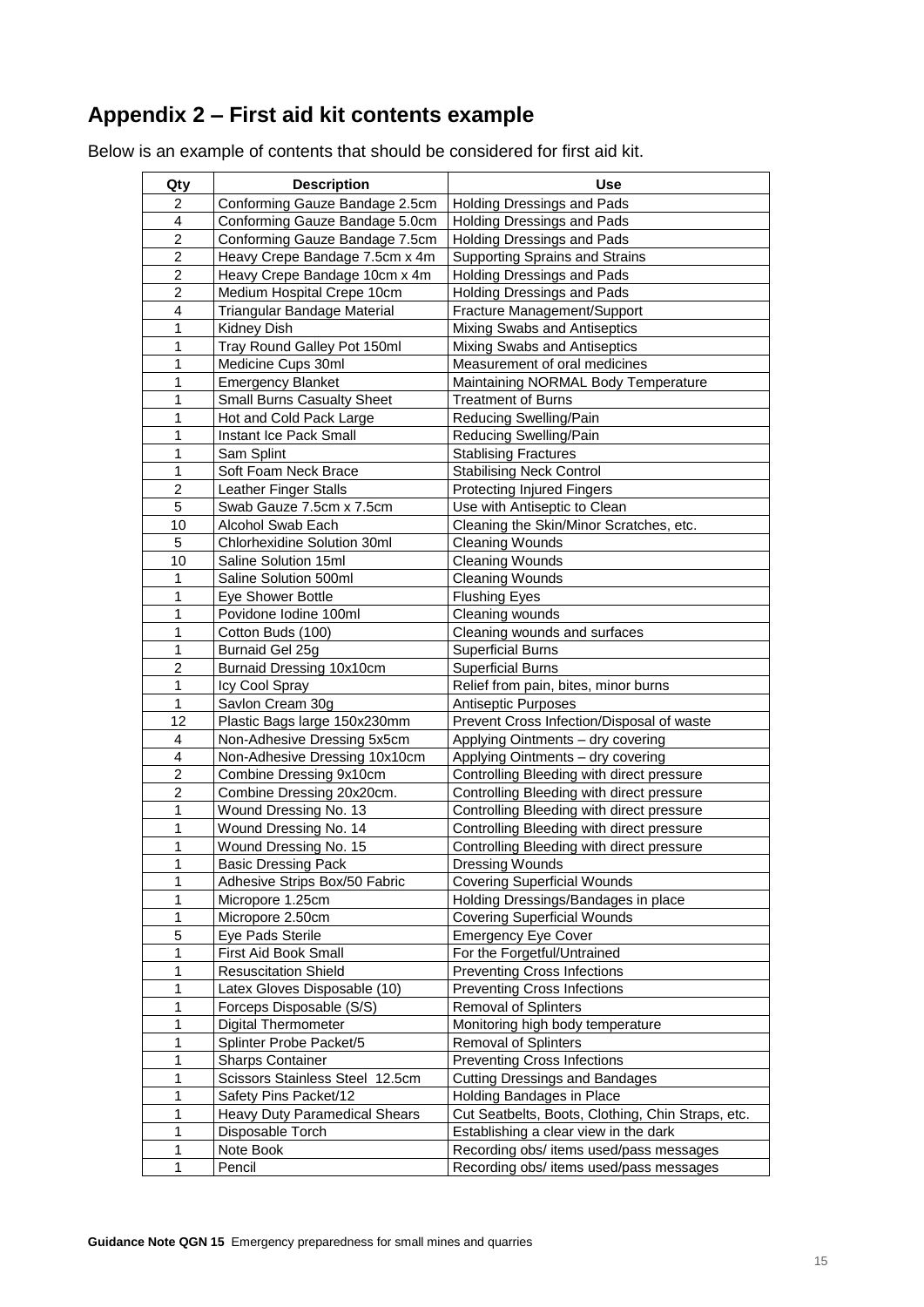## Appendix 2 – First aid kit contents example

Below is an example of contents that should be considered for first aid kit.

| Qty | Description | Use |
|---|---|---|
| 2 | Conforming Gauze Bandage 2.5cm | Holding Dressings and Pads |
| 4 | Conforming Gauze Bandage 5.0cm | Holding Dressings and Pads |
| 2 | Conforming Gauze Bandage 7.5cm | Holding Dressings and Pads |
| 2 | Heavy Crepe Bandage 7.5cm x 4m | Supporting Sprains and Strains |
| 2 | Heavy Crepe Bandage 10cm x 4m | Holding Dressings and Pads |
| 2 | Medium Hospital Crepe 10cm | Holding Dressings and Pads |
| 4 | Triangular Bandage Material | Fracture Management/Support |
| 1 | Kidney Dish | Mixing Swabs and Antiseptics |
| 1 | Tray Round Galley Pot 150ml | Mixing Swabs and Antiseptics |
| 1 | Medicine Cups 30ml | Measurement of oral medicines |
| 1 | Emergency Blanket | Maintaining NORMAL Body Temperature |
| 1 | Small Burns Casualty Sheet | Treatment of Burns |
| 1 | Hot and Cold Pack Large | Reducing Swelling/Pain |
| 1 | Instant Ice Pack Small | Reducing Swelling/Pain |
| 1 | Sam Splint | Stablising Fractures |
| 1 | Soft Foam Neck Brace | Stabilising Neck Control |
| 2 | Leather Finger Stalls | Protecting Injured Fingers |
| 5 | Swab Gauze 7.5cm x 7.5cm | Use with Antiseptic to Clean |
| 10 | Alcohol Swab Each | Cleaning the Skin/Minor Scratches, etc. |
| 5 | Chlorhexidine Solution 30ml | Cleaning Wounds |
| 10 | Saline Solution 15ml | Cleaning Wounds |
| 1 | Saline Solution 500ml | Cleaning Wounds |
| 1 | Eye Shower Bottle | Flushing Eyes |
| 1 | Povidone Iodine 100ml | Cleaning wounds |
| 1 | Cotton Buds (100) | Cleaning wounds and surfaces |
| 1 | Burnaid Gel 25g | Superficial Burns |
| 2 | Burnaid Dressing 10x10cm | Superficial Burns |
| 1 | Icy Cool Spray | Relief from pain, bites, minor burns |
| 1 | Savlon Cream 30g | Antiseptic Purposes |
| 12 | Plastic Bags large 150x230mm | Prevent Cross Infection/Disposal of waste |
| 4 | Non-Adhesive Dressing 5x5cm | Applying Ointments – dry covering |
| 4 | Non-Adhesive Dressing 10x10cm | Applying Ointments – dry covering |
| 2 | Combine Dressing 9x10cm | Controlling Bleeding with direct pressure |
| 2 | Combine Dressing 20x20cm. | Controlling Bleeding with direct pressure |
| 1 | Wound Dressing No. 13 | Controlling Bleeding with direct pressure |
| 1 | Wound Dressing No. 14 | Controlling Bleeding with direct pressure |
| 1 | Wound Dressing No. 15 | Controlling Bleeding with direct pressure |
| 1 | Basic Dressing Pack | Dressing Wounds |
| 1 | Adhesive Strips Box/50 Fabric | Covering Superficial Wounds |
| 1 | Micropore 1.25cm | Holding Dressings/Bandages in place |
| 1 | Micropore 2.50cm | Covering Superficial Wounds |
| 5 | Eye Pads Sterile | Emergency Eye Cover |
| 1 | First Aid Book Small | For the Forgetful/Untrained |
| 1 | Resuscitation Shield | Preventing Cross Infections |
| 1 | Latex Gloves Disposable (10) | Preventing Cross Infections |
| 1 | Forceps Disposable (S/S) | Removal of Splinters |
| 1 | Digital Thermometer | Monitoring high body temperature |
| 1 | Splinter Probe Packet/5 | Removal of Splinters |
| 1 | Sharps Container | Preventing Cross Infections |
| 1 | Scissors Stainless Steel 12.5cm | Cutting Dressings and Bandages |
| 1 | Safety Pins Packet/12 | Holding Bandages in Place |
| 1 | Heavy Duty Paramedical Shears | Cut Seatbelts, Boots, Clothing, Chin Straps, etc. |
| 1 | Disposable Torch | Establishing a clear view in the dark |
| 1 | Note Book | Recording obs/ items used/pass messages |
| 1 | Pencil | Recording obs/ items used/pass messages |